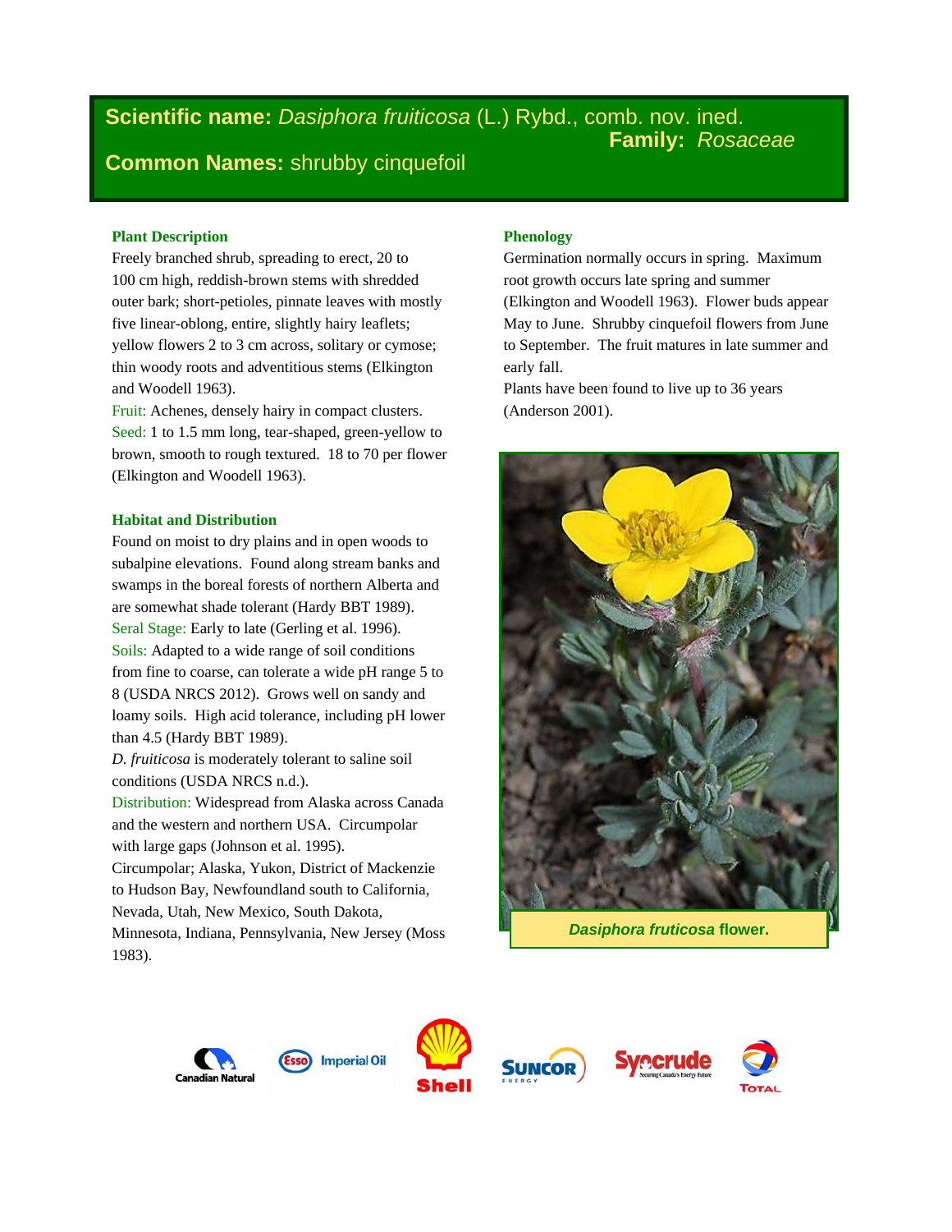# Scientific name: *Dasiphora fruiticosa* (L.) Rybd., comb. nov. ined.

**Family:** *Rosaceae*

**Common Names:** shrubby cinquefoil

### Plant Description

Freely branched shrub, spreading to erect, 20 to 100 cm high, reddish-brown stems with shredded outer bark; short-petioles, pinnate leaves with mostly five linear-oblong, entire, slightly hairy leaflets; yellow flowers 2 to 3 cm across, solitary or cymose; thin woody roots and adventitious stems (Elkington and Woodell 1963).

Fruit: Achenes, densely hairy in compact clusters.

Seed: 1 to 1.5 mm long, tear-shaped, green-yellow to brown, smooth to rough textured. 18 to 70 per flower (Elkington and Woodell 1963).

### Habitat and Distribution

Found on moist to dry plains and in open woods to subalpine elevations. Found along stream banks and swamps in the boreal forests of northern Alberta and are somewhat shade tolerant (Hardy BBT 1989).

Seral Stage: Early to late (Gerling et al. 1996).

Soils: Adapted to a wide range of soil conditions from fine to coarse, can tolerate a wide pH range 5 to 8 (USDA NRCS 2012). Grows well on sandy and loamy soils. High acid tolerance, including pH lower than 4.5 (Hardy BBT 1989).

*D. fruiticosa* is moderately tolerant to saline soil conditions (USDA NRCS n.d.).

Distribution: Widespread from Alaska across Canada and the western and northern USA. Circumpolar with large gaps (Johnson et al. 1995).

Circumpolar; Alaska, Yukon, District of Mackenzie to Hudson Bay, Newfoundland south to California, Nevada, Utah, New Mexico, South Dakota, Minnesota, Indiana, Pennsylvania, New Jersey (Moss 1983).

### Phenology

Germination normally occurs in spring. Maximum root growth occurs late spring and summer (Elkington and Woodell 1963). Flower buds appear May to June. Shrubby cinquefoil flowers from June to September. The fruit matures in late summer and early fall.

Plants have been found to live up to 36 years (Anderson 2001).

***Dasiphora fruticosa* flower.**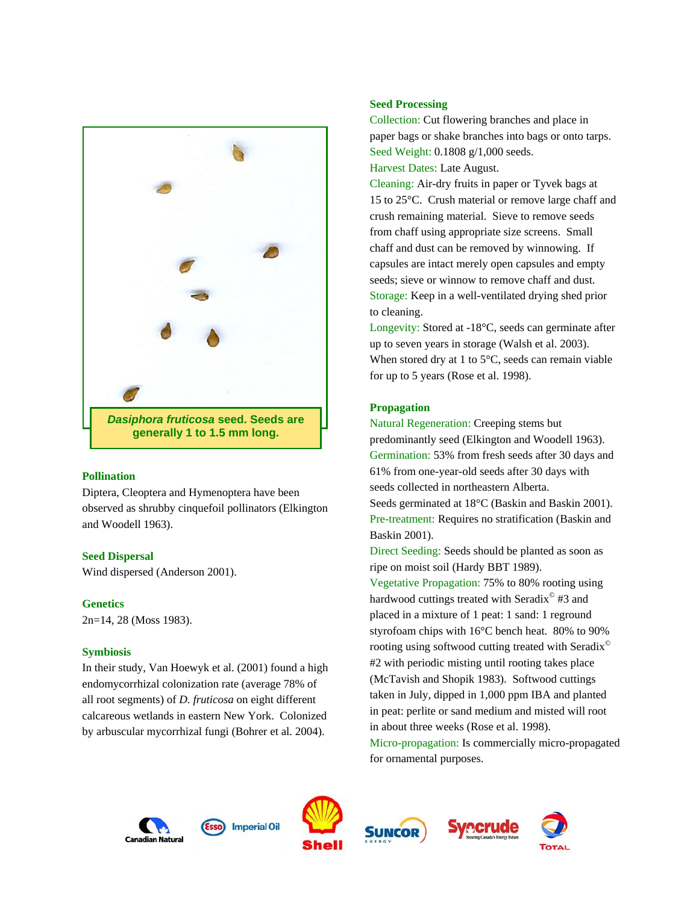*Dasiphora fruticosa* seed. Seeds are generally 1 to 1.5 mm long.

### Pollination

Diptera, Cleoptera and Hymenoptera have been observed as shrubby cinquefoil pollinators (Elkington and Woodell 1963).

### Seed Dispersal

Wind dispersed (Anderson 2001).

### Genetics

2n=14, 28 (Moss 1983).

### Symbiosis

In their study, Van Hoewyk et al. (2001) found a high endomycorrhizal colonization rate (average 78% of all root segments) of *D. fruticosa* on eight different calcareous wetlands in eastern New York. Colonized by arbuscular mycorrhizal fungi (Bohrer et al. 2004).

### Seed Processing

Collection: Cut flowering branches and place in paper bags or shake branches into bags or onto tarps.

Seed Weight: 0.1808 g/1,000 seeds.

Harvest Dates: Late August.

Cleaning: Air-dry fruits in paper or Tyvek bags at 15 to 25°C. Crush material or remove large chaff and crush remaining material. Sieve to remove seeds from chaff using appropriate size screens. Small chaff and dust can be removed by winnowing. If capsules are intact merely open capsules and empty seeds; sieve or winnow to remove chaff and dust.

Storage: Keep in a well-ventilated drying shed prior to cleaning.

Longevity: Stored at -18°C, seeds can germinate after up to seven years in storage (Walsh et al. 2003). When stored dry at 1 to 5°C, seeds can remain viable for up to 5 years (Rose et al. 1998).

### Propagation

Natural Regeneration: Creeping stems but predominantly seed (Elkington and Woodell 1963).

Germination: 53% from fresh seeds after 30 days and 61% from one-year-old seeds after 30 days with seeds collected in northeastern Alberta.
Seeds germinated at 18°C (Baskin and Baskin 2001).

Pre-treatment: Requires no stratification (Baskin and Baskin 2001).

Direct Seeding: Seeds should be planted as soon as ripe on moist soil (Hardy BBT 1989).

Vegetative Propagation: 75% to 80% rooting using hardwood cuttings treated with Seradix© #3 and placed in a mixture of 1 peat: 1 sand: 1 reground styrofoam chips with 16°C bench heat. 80% to 90% rooting using softwood cutting treated with Seradix© #2 with periodic misting until rooting takes place (McTavish and Shopik 1983). Softwood cuttings taken in July, dipped in 1,000 ppm IBA and planted in peat: perlite or sand medium and misted will root in about three weeks (Rose et al. 1998).

Micro-propagation: Is commercially micro-propagated for ornamental purposes.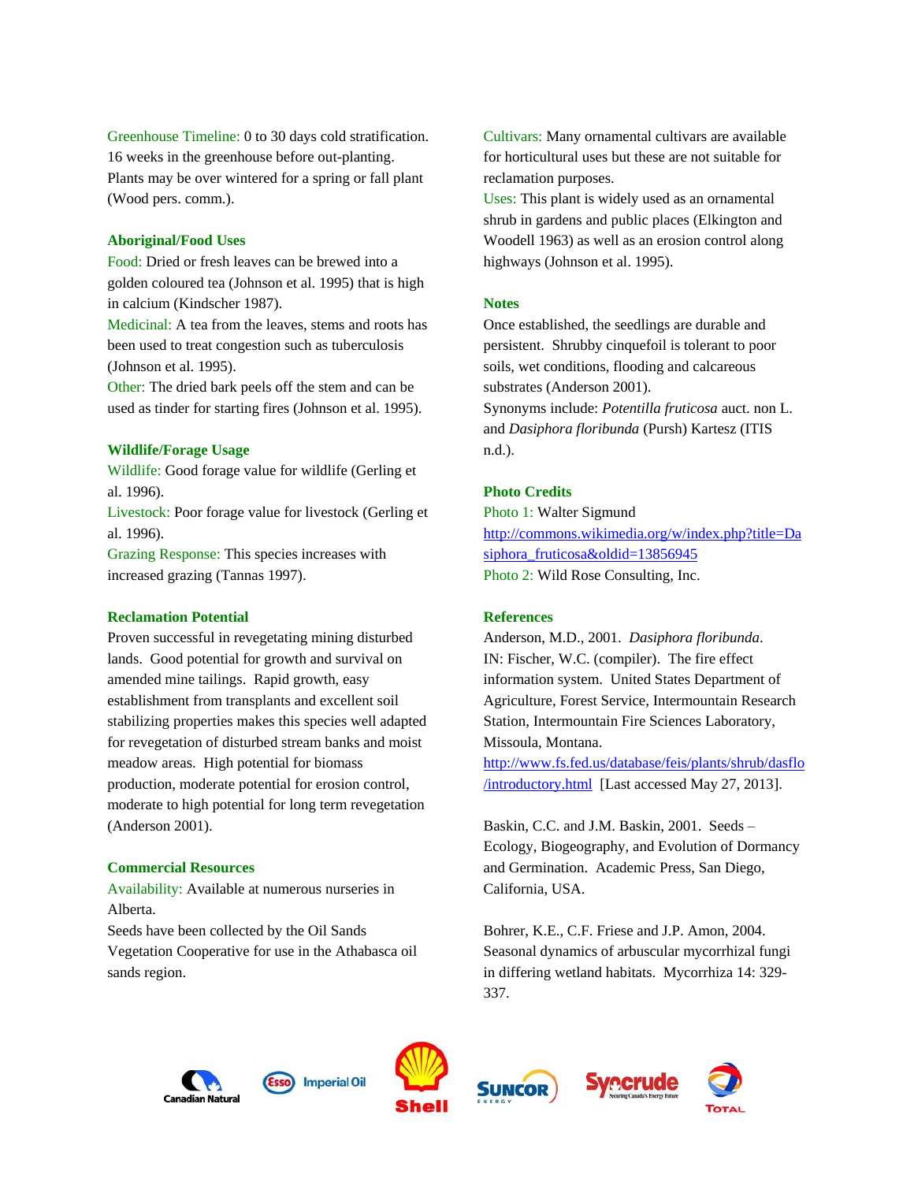Greenhouse Timeline: 0 to 30 days cold stratification. 16 weeks in the greenhouse before out-planting. Plants may be over wintered for a spring or fall plant (Wood pers. comm.).

**Aboriginal/Food Uses**

Food: Dried or fresh leaves can be brewed into a golden coloured tea (Johnson et al. 1995) that is high in calcium (Kindscher 1987).

Medicinal: A tea from the leaves, stems and roots has been used to treat congestion such as tuberculosis (Johnson et al. 1995).

Other: The dried bark peels off the stem and can be used as tinder for starting fires (Johnson et al. 1995).

**Wildlife/Forage Usage**

Wildlife: Good forage value for wildlife (Gerling et al. 1996).

Livestock: Poor forage value for livestock (Gerling et al. 1996).

Grazing Response: This species increases with increased grazing (Tannas 1997).

**Reclamation Potential**

Proven successful in revegetating mining disturbed lands. Good potential for growth and survival on amended mine tailings. Rapid growth, easy establishment from transplants and excellent soil stabilizing properties makes this species well adapted for revegetation of disturbed stream banks and moist meadow areas. High potential for biomass production, moderate potential for erosion control, moderate to high potential for long term revegetation (Anderson 2001).

**Commercial Resources**

Availability: Available at numerous nurseries in Alberta.

Seeds have been collected by the Oil Sands Vegetation Cooperative for use in the Athabasca oil sands region.

Cultivars: Many ornamental cultivars are available for horticultural uses but these are not suitable for reclamation purposes.

Uses: This plant is widely used as an ornamental shrub in gardens and public places (Elkington and Woodell 1963) as well as an erosion control along highways (Johnson et al. 1995).

**Notes**

Once established, the seedlings are durable and persistent. Shrubby cinquefoil is tolerant to poor soils, wet conditions, flooding and calcareous substrates (Anderson 2001).

Synonyms include: *Potentilla fruticosa* auct. non L. and *Dasiphora floribunda* (Pursh) Kartesz (ITIS n.d.).

**Photo Credits**

Photo 1: Walter Sigmund http://commons.wikimedia.org/w/index.php?title=Dasiphora_fruticosa&oldid=13856945

Photo 2: Wild Rose Consulting, Inc.

**References**

Anderson, M.D., 2001. *Dasiphora floribunda*. IN: Fischer, W.C. (compiler). The fire effect information system. United States Department of Agriculture, Forest Service, Intermountain Research Station, Intermountain Fire Sciences Laboratory, Missoula, Montana. http://www.fs.fed.us/database/feis/plants/shrub/dasflo/introductory.html [Last accessed May 27, 2013].

Baskin, C.C. and J.M. Baskin, 2001. Seeds – Ecology, Biogeography, and Evolution of Dormancy and Germination. Academic Press, San Diego, California, USA.

Bohrer, K.E., C.F. Friese and J.P. Amon, 2004. Seasonal dynamics of arbuscular mycorrhizal fungi in differing wetland habitats. Mycorrhiza 14: 329-337.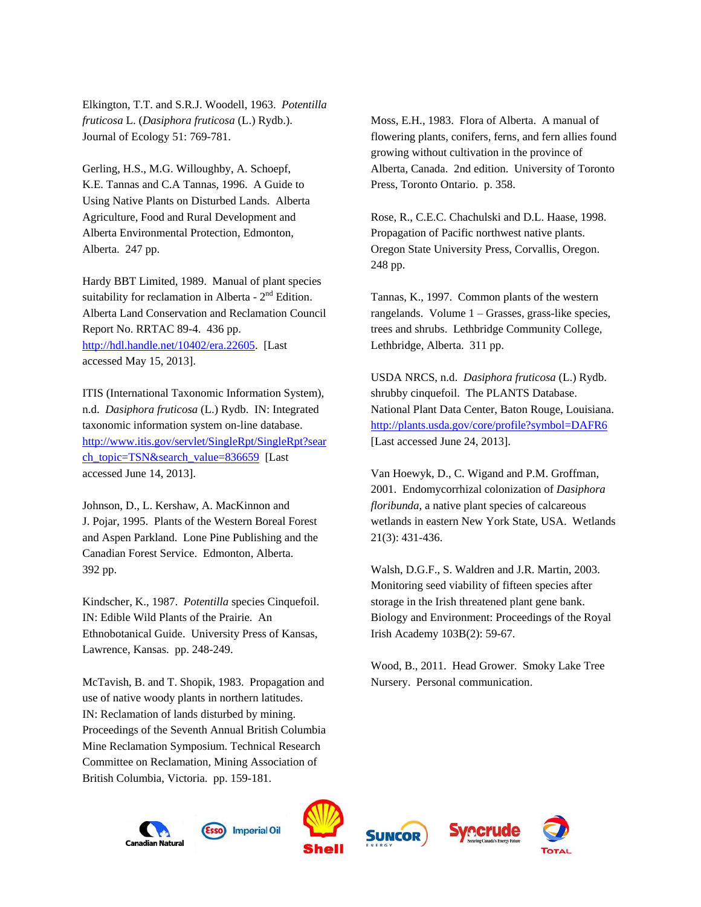Elkington, T.T. and S.R.J. Woodell, 1963. *Potentilla fruticosa* L. (*Dasiphora fruticosa* (L.) Rydb.). Journal of Ecology 51: 769-781.

Gerling, H.S., M.G. Willoughby, A. Schoepf, K.E. Tannas and C.A Tannas, 1996. A Guide to Using Native Plants on Disturbed Lands. Alberta Agriculture, Food and Rural Development and Alberta Environmental Protection, Edmonton, Alberta. 247 pp.

Hardy BBT Limited, 1989. Manual of plant species suitability for reclamation in Alberta - 2nd Edition. Alberta Land Conservation and Reclamation Council Report No. RRTAC 89-4. 436 pp. http://hdl.handle.net/10402/era.22605. [Last accessed May 15, 2013].

ITIS (International Taxonomic Information System), n.d. *Dasiphora fruticosa* (L.) Rydb. IN: Integrated taxonomic information system on-line database. http://www.itis.gov/servlet/SingleRpt/SingleRpt?search_topic=TSN&search_value=836659 [Last accessed June 14, 2013].

Johnson, D., L. Kershaw, A. MacKinnon and J. Pojar, 1995. Plants of the Western Boreal Forest and Aspen Parkland. Lone Pine Publishing and the Canadian Forest Service. Edmonton, Alberta. 392 pp.

Kindscher, K., 1987. *Potentilla* species Cinquefoil. IN: Edible Wild Plants of the Prairie. An Ethnobotanical Guide. University Press of Kansas, Lawrence, Kansas. pp. 248-249.

McTavish, B. and T. Shopik, 1983. Propagation and use of native woody plants in northern latitudes. IN: Reclamation of lands disturbed by mining. Proceedings of the Seventh Annual British Columbia Mine Reclamation Symposium. Technical Research Committee on Reclamation, Mining Association of British Columbia, Victoria. pp. 159-181.

Moss, E.H., 1983. Flora of Alberta. A manual of flowering plants, conifers, ferns, and fern allies found growing without cultivation in the province of Alberta, Canada. 2nd edition. University of Toronto Press, Toronto Ontario. p. 358.

Rose, R., C.E.C. Chachulski and D.L. Haase, 1998. Propagation of Pacific northwest native plants. Oregon State University Press, Corvallis, Oregon. 248 pp.

Tannas, K., 1997. Common plants of the western rangelands. Volume 1 – Grasses, grass-like species, trees and shrubs. Lethbridge Community College, Lethbridge, Alberta. 311 pp.

USDA NRCS, n.d. *Dasiphora fruticosa* (L.) Rydb. shrubby cinquefoil. The PLANTS Database. National Plant Data Center, Baton Rouge, Louisiana. http://plants.usda.gov/core/profile?symbol=DAFR6 [Last accessed June 24, 2013].

Van Hoewyk, D., C. Wigand and P.M. Groffman, 2001. Endomycorrhizal colonization of *Dasiphora floribunda*, a native plant species of calcareous wetlands in eastern New York State, USA. Wetlands 21(3): 431-436.

Walsh, D.G.F., S. Waldren and J.R. Martin, 2003. Monitoring seed viability of fifteen species after storage in the Irish threatened plant gene bank. Biology and Environment: Proceedings of the Royal Irish Academy 103B(2): 59-67.

Wood, B., 2011. Head Grower. Smoky Lake Tree Nursery. Personal communication.